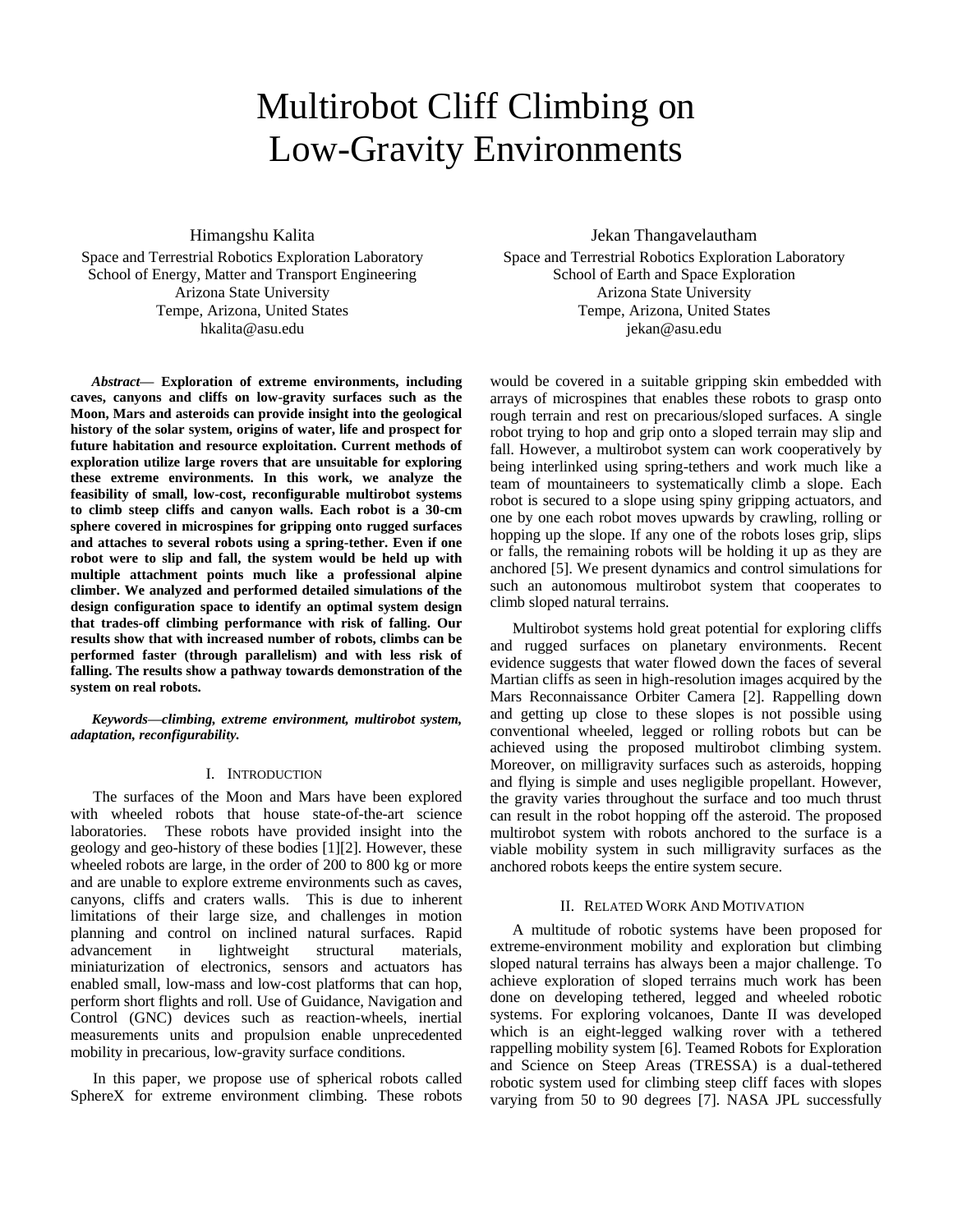# Multirobot Cliff Climbing on Low-Gravity Environments

Himangshu Kalita
Space and Terrestrial Robotics Exploration Laboratory
School of Energy, Matter and Transport Engineering
Arizona State University
Tempe, Arizona, United States
hkalita@asu.edu

Jekan Thangavelautham
Space and Terrestrial Robotics Exploration Laboratory
School of Earth and Space Exploration
Arizona State University
Tempe, Arizona, United States
jekan@asu.edu

***Abstract*— Exploration of extreme environments, including caves, canyons and cliffs on low-gravity surfaces such as the Moon, Mars and asteroids can provide insight into the geological history of the solar system, origins of water, life and prospect for future habitation and resource exploitation. Current methods of exploration utilize large rovers that are unsuitable for exploring these extreme environments. In this work, we analyze the feasibility of small, low-cost, reconfigurable multirobot systems to climb steep cliffs and canyon walls. Each robot is a 30-cm sphere covered in microspines for gripping onto rugged surfaces and attaches to several robots using a spring-tether. Even if one robot were to slip and fall, the system would be held up with multiple attachment points much like a professional alpine climber. We analyzed and performed detailed simulations of the design configuration space to identify an optimal system design that trades-off climbing performance with risk of falling. Our results show that with increased number of robots, climbs can be performed faster (through parallelism) and with less risk of falling. The results show a pathway towards demonstration of the system on real robots.**

***Keywords—climbing, extreme environment, multirobot system, adaptation, reconfigurability.***

## I. Introduction

The surfaces of the Moon and Mars have been explored with wheeled robots that house state-of-the-art science laboratories. These robots have provided insight into the geology and geo-history of these bodies [1][2]. However, these wheeled robots are large, in the order of 200 to 800 kg or more and are unable to explore extreme environments such as caves, canyons, cliffs and craters walls. This is due to inherent limitations of their large size, and challenges in motion planning and control on inclined natural surfaces. Rapid advancement in lightweight structural materials, miniaturization of electronics, sensors and actuators has enabled small, low-mass and low-cost platforms that can hop, perform short flights and roll. Use of Guidance, Navigation and Control (GNC) devices such as reaction-wheels, inertial measurements units and propulsion enable unprecedented mobility in precarious, low-gravity surface conditions.

In this paper, we propose use of spherical robots called SphereX for extreme environment climbing. These robots would be covered in a suitable gripping skin embedded with arrays of microspines that enables these robots to grasp onto rough terrain and rest on precarious/sloped surfaces. A single robot trying to hop and grip onto a sloped terrain may slip and fall. However, a multirobot system can work cooperatively by being interlinked using spring-tethers and work much like a team of mountaineers to systematically climb a slope. Each robot is secured to a slope using spiny gripping actuators, and one by one each robot moves upwards by crawling, rolling or hopping up the slope. If any one of the robots loses grip, slips or falls, the remaining robots will be holding it up as they are anchored [5]. We present dynamics and control simulations for such an autonomous multirobot system that cooperates to climb sloped natural terrains.

Multirobot systems hold great potential for exploring cliffs and rugged surfaces on planetary environments. Recent evidence suggests that water flowed down the faces of several Martian cliffs as seen in high-resolution images acquired by the Mars Reconnaissance Orbiter Camera [2]. Rappelling down and getting up close to these slopes is not possible using conventional wheeled, legged or rolling robots but can be achieved using the proposed multirobot climbing system. Moreover, on milligravity surfaces such as asteroids, hopping and flying is simple and uses negligible propellant. However, the gravity varies throughout the surface and too much thrust can result in the robot hopping off the asteroid. The proposed multirobot system with robots anchored to the surface is a viable mobility system in such milligravity surfaces as the anchored robots keeps the entire system secure.

## II. Related Work And Motivation

A multitude of robotic systems have been proposed for extreme-environment mobility and exploration but climbing sloped natural terrains has always been a major challenge. To achieve exploration of sloped terrains much work has been done on developing tethered, legged and wheeled robotic systems. For exploring volcanoes, Dante II was developed which is an eight-legged walking rover with a tethered rappelling mobility system [6]. Teamed Robots for Exploration and Science on Steep Areas (TRESSA) is a dual-tethered robotic system used for climbing steep cliff faces with slopes varying from 50 to 90 degrees [7]. NASA JPL successfully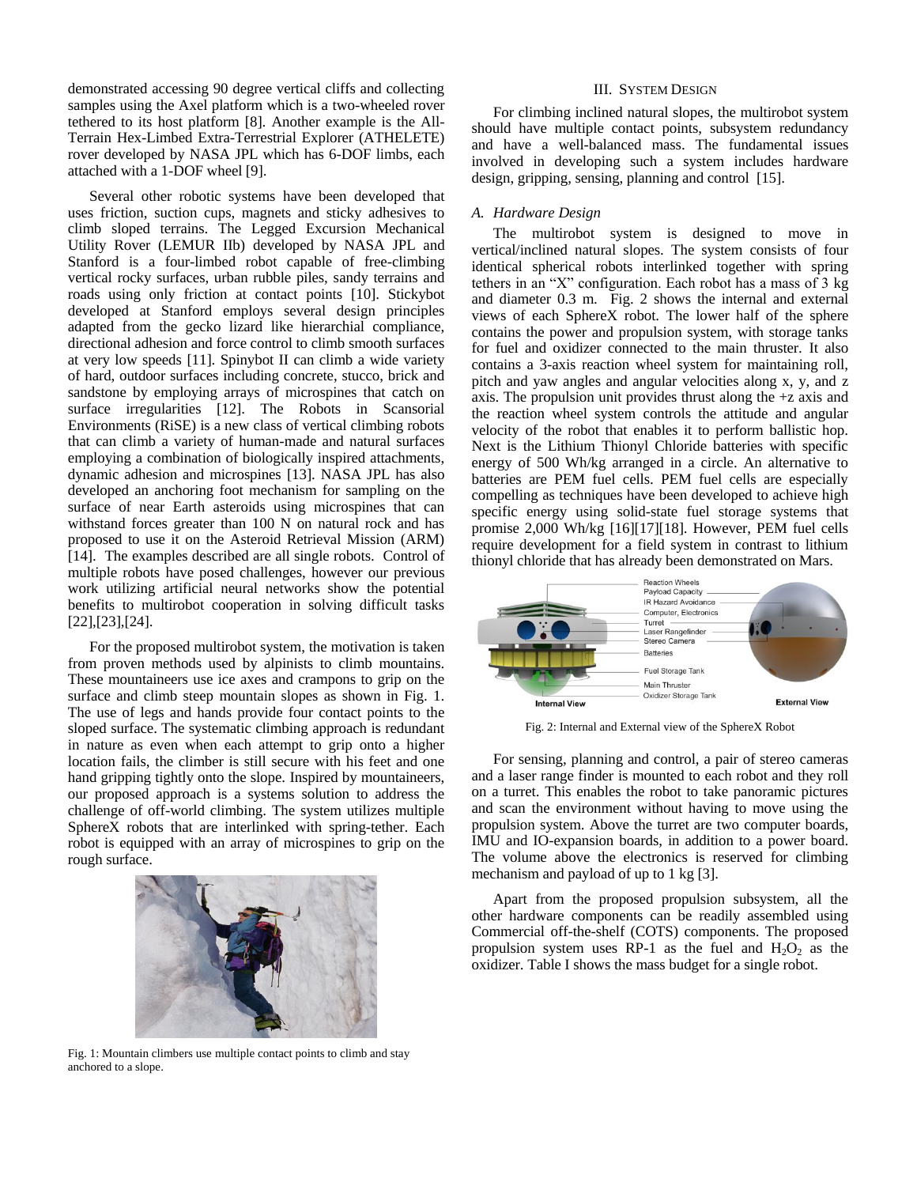demonstrated accessing 90 degree vertical cliffs and collecting samples using the Axel platform which is a two-wheeled rover tethered to its host platform [8]. Another example is the All-Terrain Hex-Limbed Extra-Terrestrial Explorer (ATHELETE) rover developed by NASA JPL which has 6-DOF limbs, each attached with a 1-DOF wheel [9].

Several other robotic systems have been developed that uses friction, suction cups, magnets and sticky adhesives to climb sloped terrains. The Legged Excursion Mechanical Utility Rover (LEMUR IIb) developed by NASA JPL and Stanford is a four-limbed robot capable of free-climbing vertical rocky surfaces, urban rubble piles, sandy terrains and roads using only friction at contact points [10]. Stickybot developed at Stanford employs several design principles adapted from the gecko lizard like hierarchial compliance, directional adhesion and force control to climb smooth surfaces at very low speeds [11]. Spinybot II can climb a wide variety of hard, outdoor surfaces including concrete, stucco, brick and sandstone by employing arrays of microspines that catch on surface irregularities [12]. The Robots in Scansorial Environments (RiSE) is a new class of vertical climbing robots that can climb a variety of human-made and natural surfaces employing a combination of biologically inspired attachments, dynamic adhesion and microspines [13]. NASA JPL has also developed an anchoring foot mechanism for sampling on the surface of near Earth asteroids using microspines that can withstand forces greater than 100 N on natural rock and has proposed to use it on the Asteroid Retrieval Mission (ARM) [14]. The examples described are all single robots. Control of multiple robots have posed challenges, however our previous work utilizing artificial neural networks show the potential benefits to multirobot cooperation in solving difficult tasks [22],[23],[24].

For the proposed multirobot system, the motivation is taken from proven methods used by alpinists to climb mountains. These mountaineers use ice axes and crampons to grip on the surface and climb steep mountain slopes as shown in Fig. 1. The use of legs and hands provide four contact points to the sloped surface. The systematic climbing approach is redundant in nature as even when each attempt to grip onto a higher location fails, the climber is still secure with his feet and one hand gripping tightly onto the slope. Inspired by mountaineers, our proposed approach is a systems solution to address the challenge of off-world climbing. The system utilizes multiple SphereX robots that are interlinked with spring-tether. Each robot is equipped with an array of microspines to grip on the rough surface.

Fig. 1: Mountain climbers use multiple contact points to climb and stay anchored to a slope.

## III. System Design

For climbing inclined natural slopes, the multirobot system should have multiple contact points, subsystem redundancy and have a well-balanced mass. The fundamental issues involved in developing such a system includes hardware design, gripping, sensing, planning and control [15].

### *A. Hardware Design*

The multirobot system is designed to move in vertical/inclined natural slopes. The system consists of four identical spherical robots interlinked together with spring tethers in an "X" configuration. Each robot has a mass of 3 kg and diameter 0.3 m. Fig. 2 shows the internal and external views of each SphereX robot. The lower half of the sphere contains the power and propulsion system, with storage tanks for fuel and oxidizer connected to the main thruster. It also contains a 3-axis reaction wheel system for maintaining roll, pitch and yaw angles and angular velocities along x, y, and z axis. The propulsion unit provides thrust along the +z axis and the reaction wheel system controls the attitude and angular velocity of the robot that enables it to perform ballistic hop. Next is the Lithium Thionyl Chloride batteries with specific energy of 500 Wh/kg arranged in a circle. An alternative to batteries are PEM fuel cells. PEM fuel cells are especially compelling as techniques have been developed to achieve high specific energy using solid-state fuel storage systems that promise 2,000 Wh/kg [16][17][18]. However, PEM fuel cells require development for a field system in contrast to lithium thionyl chloride that has already been demonstrated on Mars.

Fig. 2: Internal and External view of the SphereX Robot

For sensing, planning and control, a pair of stereo cameras and a laser range finder is mounted to each robot and they roll on a turret. This enables the robot to take panoramic pictures and scan the environment without having to move using the propulsion system. Above the turret are two computer boards, IMU and IO-expansion boards, in addition to a power board. The volume above the electronics is reserved for climbing mechanism and payload of up to 1 kg [3].

Apart from the proposed propulsion subsystem, all the other hardware components can be readily assembled using Commercial off-the-shelf (COTS) components. The proposed propulsion system uses RP-1 as the fuel and $H_2O_2$ as the oxidizer. Table I shows the mass budget for a single robot.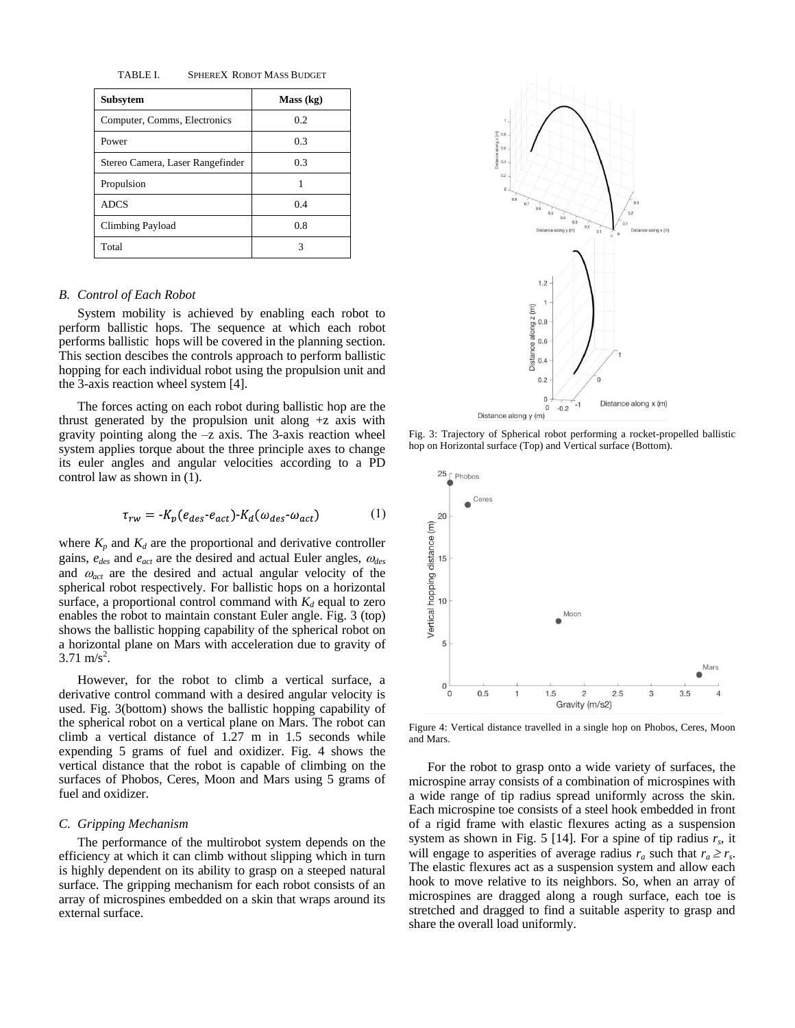TABLE I. SPHEREX ROBOT MASS BUDGET

| Subsytem | Mass (kg) |
|---|---|
| Computer, Comms, Electronics | 0.2 |
| Power | 0.3 |
| Stereo Camera, Laser Rangefinder | 0.3 |
| Propulsion | 1 |
| ADCS | 0.4 |
| Climbing Payload | 0.8 |
| Total | 3 |

### B. Control of Each Robot

System mobility is achieved by enabling each robot to perform ballistic hops. The sequence at which each robot performs ballistic hops will be covered in the planning section. This section descibes the controls approach to perform ballistic hopping for each individual robot using the propulsion unit and the 3-axis reaction wheel system [4].

The forces acting on each robot during ballistic hop are the thrust generated by the propulsion unit along +z axis with gravity pointing along the –z axis. The 3-axis reaction wheel system applies torque about the three principle axes to change its euler angles and angular velocities according to a PD control law as shown in (1).

$$\tau_{rw} = -K_p(e_{des}-e_{act})-K_d(\omega_{des}-\omega_{act}) \quad (1)$$

where $K_p$ and $K_d$ are the proportional and derivative controller gains, $e_{des}$ and $e_{act}$ are the desired and actual Euler angles, $\omega_{des}$ and $\omega_{act}$ are the desired and actual angular velocity of the spherical robot respectively. For ballistic hops on a horizontal surface, a proportional control command with $K_d$ equal to zero enables the robot to maintain constant Euler angle. Fig. 3 (top) shows the ballistic hopping capability of the spherical robot on a horizontal plane on Mars with acceleration due to gravity of 3.71 m/s$^2$.

However, for the robot to climb a vertical surface, a derivative control command with a desired angular velocity is used. Fig. 3(bottom) shows the ballistic hopping capability of the spherical robot on a vertical plane on Mars. The robot can climb a vertical distance of 1.27 m in 1.5 seconds while expending 5 grams of fuel and oxidizer. Fig. 4 shows the vertical distance that the robot is capable of climbing on the surfaces of Phobos, Ceres, Moon and Mars using 5 grams of fuel and oxidizer.

### C. Gripping Mechanism

The performance of the multirobot system depends on the efficiency at which it can climb without slipping which in turn is highly dependent on its ability to grasp on a steeped natural surface. The gripping mechanism for each robot consists of an array of microspines embedded on a skin that wraps around its external surface.

Fig. 3: Trajectory of Spherical robot performing a rocket-propelled ballistic hop on Horizontal surface (Top) and Vertical surface (Bottom).

Figure 4: Vertical distance travelled in a single hop on Phobos, Ceres, Moon and Mars.

For the robot to grasp onto a wide variety of surfaces, the microspine array consists of a combination of microspines with a wide range of tip radius spread uniformly across the skin. Each microspine toe consists of a steel hook embedded in front of a rigid frame with elastic flexures acting as a suspension system as shown in Fig. 5 [14]. For a spine of tip radius $r_s$, it will engage to asperities of average radius $r_a$ such that $r_a \geq r_s$. The elastic flexures act as a suspension system and allow each hook to move relative to its neighbors. So, when an array of microspines are dragged along a rough surface, each toe is stretched and dragged to find a suitable asperity to grasp and share the overall load uniformly.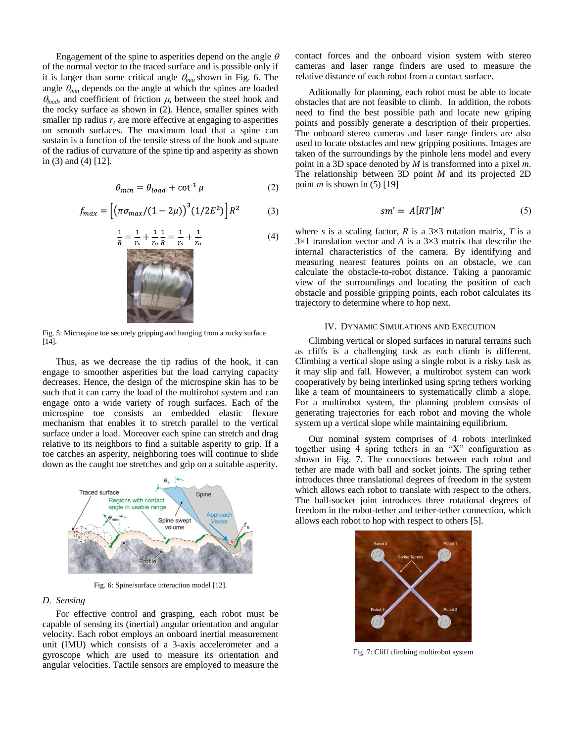Engagement of the spine to asperities depend on the angle $\theta$ of the normal vector to the traced surface and is possible only if it is larger than some critical angle $\theta_{min}$ shown in Fig. 6. The angle $\theta_{min}$ depends on the angle at which the spines are loaded $\theta_{load}$, and coefficient of friction $\mu$, between the steel hook and the rocky surface as shown in (2). Hence, smaller spines with smaller tip radius $r_s$ are more effective at engaging to asperities on smooth surfaces. The maximum load that a spine can sustain is a function of the tensile stress of the hook and square of the radius of curvature of the spine tip and asperity as shown in (3) and (4) [12].

$$\theta_{min} = \theta_{load} + \cot^{-1}\mu \tag{2}$$

$$f_{max} = \left[\left(\pi\sigma_{max}/(1-2\mu)\right)^3 (1/2E^2)\right] R^2 \tag{3}$$

$$\frac{1}{R} = \frac{1}{r_s} + \frac{1}{r_a}\frac{1}{R} = \frac{1}{r_s} + \frac{1}{r_a} \tag{4}$$

Fig. 5: Microspine toe securely gripping and hanging from a rocky surface [14].

Thus, as we decrease the tip radius of the hook, it can engage to smoother asperities but the load carrying capacity decreases. Hence, the design of the microspine skin has to be such that it can carry the load of the multirobot system and can engage onto a wide variety of rough surfaces. Each of the microspine toe consists an embedded elastic flexure mechanism that enables it to stretch parallel to the vertical surface under a load. Moreover each spine can stretch and drag relative to its neighbors to find a suitable asperity to grip. If a toe catches an asperity, neighboring toes will continue to slide down as the caught toe stretches and grip on a suitable asperity.

Fig. 6: Spine/surface interaction model [12].

### D. Sensing

For effective control and grasping, each robot must be capable of sensing its (inertial) angular orientation and angular velocity. Each robot employs an onboard inertial measurement unit (IMU) which consists of a 3-axis accelerometer and a gyroscope which are used to measure its orientation and angular velocities. Tactile sensors are employed to measure the contact forces and the onboard vision system with stereo cameras and laser range finders are used to measure the relative distance of each robot from a contact surface.

Aditionally for planning, each robot must be able to locate obstacles that are not feasible to climb. In addition, the robots need to find the best possible path and locate new griping points and possibly generate a description of their properties. The onboard stereo cameras and laser range finders are also used to locate obstacles and new gripping positions. Images are taken of the surroundings by the pinhole lens model and every point in a 3D space denoted by $M$ is transformed into a pixel $m$. The relationship between 3D point $M$ and its projected 2D point $m$ is shown in (5) [19]

$$sm' = A[RT]M' \tag{5}$$

where $s$ is a scaling factor, $R$ is a 3×3 rotation matrix, $T$ is a 3×1 translation vector and $A$ is a 3×3 matrix that describe the internal characteristics of the camera. By identifying and measuring nearest features points on an obstacle, we can calculate the obstacle-to-robot distance. Taking a panoramic view of the surroundings and locating the position of each obstacle and possible gripping points, each robot calculates its trajectory to determine where to hop next.

## IV. Dynamic Simulations and Execution

Climbing vertical or sloped surfaces in natural terrains such as cliffs is a challenging task as each climb is different. Climbing a vertical slope using a single robot is a risky task as it may slip and fall. However, a multirobot system can work cooperatively by being interlinked using spring tethers working like a team of mountaineers to systematically climb a slope. For a multirobot system, the planning problem consists of generating trajectories for each robot and moving the whole system up a vertical slope while maintaining equilibrium.

Our nominal system comprises of 4 robots interlinked together using 4 spring tethers in an "X" configuration as shown in Fig. 7. The connections between each robot and tether are made with ball and socket joints. The spring tether introduces three translational degrees of freedom in the system which allows each robot to translate with respect to the others. The ball-socket joint introduces three rotational degrees of freedom in the robot-tether and tether-tether connection, which allows each robot to hop with respect to others [5].

Fig. 7: Cliff climbing multirobot system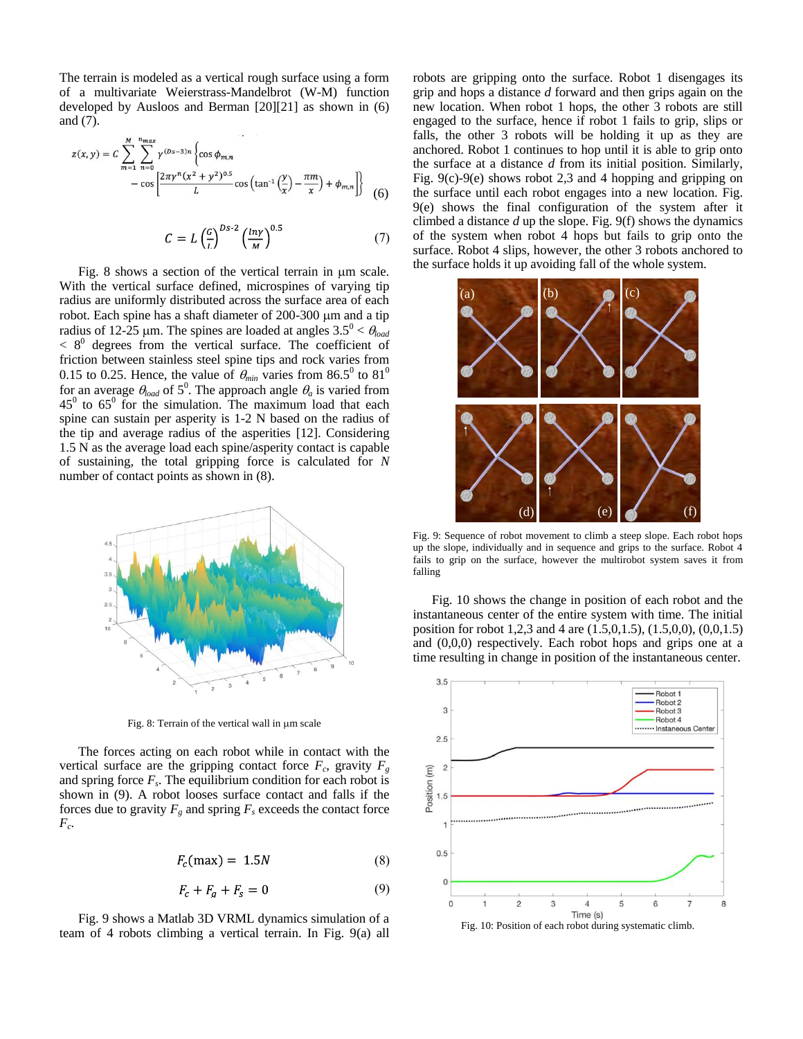The terrain is modeled as a vertical rough surface using a form of a multivariate Weierstrass-Mandelbrot (W-M) function developed by Ausloos and Berman [20][21] as shown in (6) and (7).

$$z(x,y) = C \sum_{m=1}^{M} \sum_{n=0}^{n_{max}} \gamma^{(Ds-3)n} \left\{ \cos \phi_{m,n} - \cos \left[ \frac{2\pi\gamma^n (x^2+y^2)^{0.5}}{L} \cos \left( \tan^{-1}\left(\frac{y}{x}\right) - \frac{\pi m}{x} \right) + \phi_{m,n} \right] \right\} \quad (6)$$

$$C = L \left(\frac{G}{L}\right)^{Ds\text{-}2} \left(\frac{\ln\gamma}{M}\right)^{0.5} \quad (7)$$

Fig. 8 shows a section of the vertical terrain in μm scale. With the vertical surface defined, microspines of varying tip radius are uniformly distributed across the surface area of each robot. Each spine has a shaft diameter of 200-300 μm and a tip radius of 12-25 μm. The spines are loaded at angles $3.5^0 < \theta_{load} < 8^0$ degrees from the vertical surface. The coefficient of friction between stainless steel spine tips and rock varies from 0.15 to 0.25. Hence, the value of $\theta_{min}$ varies from $86.5^0$ to $81^0$ for an average $\theta_{load}$ of $5^0$. The approach angle $\theta_a$ is varied from $45^0$ to $65^0$ for the simulation. The maximum load that each spine can sustain per asperity is 1-2 N based on the radius of the tip and average radius of the asperities [12]. Considering 1.5 N as the average load each spine/asperity contact is capable of sustaining, the total gripping force is calculated for *N* number of contact points as shown in (8).

Fig. 8: Terrain of the vertical wall in μm scale

The forces acting on each robot while in contact with the vertical surface are the gripping contact force $F_c$, gravity $F_g$ and spring force $F_s$. The equilibrium condition for each robot is shown in (9). A robot looses surface contact and falls if the forces due to gravity $F_g$ and spring $F_s$ exceeds the contact force $F_c$.

$$F_c(\max) = 1.5N \quad (8)$$

$$F_c + F_g + F_s = 0 \quad (9)$$

Fig. 9 shows a Matlab 3D VRML dynamics simulation of a team of 4 robots climbing a vertical terrain. In Fig. 9(a) all robots are gripping onto the surface. Robot 1 disengages its grip and hops a distance *d* forward and then grips again on the new location. When robot 1 hops, the other 3 robots are still engaged to the surface, hence if robot 1 fails to grip, slips or falls, the other 3 robots will be holding it up as they are anchored. Robot 1 continues to hop until it is able to grip onto the surface at a distance *d* from its initial position. Similarly, Fig. 9(c)-9(e) shows robot 2,3 and 4 hopping and gripping on the surface until each robot engages into a new location. Fig. 9(e) shows the final configuration of the system after it climbed a distance *d* up the slope. Fig. 9(f) shows the dynamics of the system when robot 4 hops but fails to grip onto the surface. Robot 4 slips, however, the other 3 robots anchored to the surface holds it up avoiding fall of the whole system.

Fig. 9: Sequence of robot movement to climb a steep slope. Each robot hops up the slope, individually and in sequence and grips to the surface. Robot 4 fails to grip on the surface, however the multirobot system saves it from falling

Fig. 10 shows the change in position of each robot and the instantaneous center of the entire system with time. The initial position for robot 1,2,3 and 4 are (1.5,0,1.5), (1.5,0,0), (0,0,1.5) and (0,0,0) respectively. Each robot hops and grips one at a time resulting in change in position of the instantaneous center.

Fig. 10: Position of each robot during systematic climb.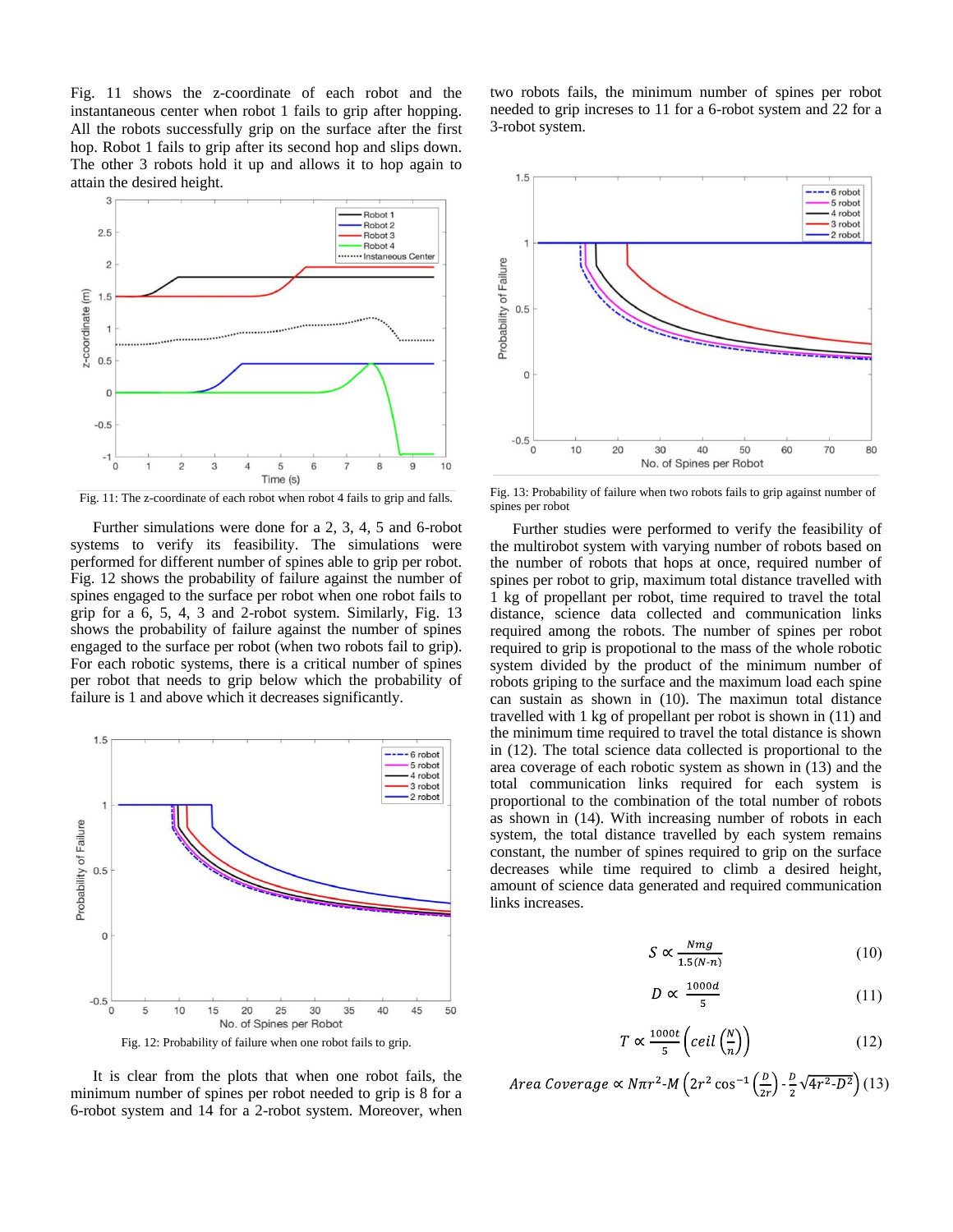Fig. 11 shows the z-coordinate of each robot and the instantaneous center when robot 1 fails to grip after hopping. All the robots successfully grip on the surface after the first hop. Robot 1 fails to grip after its second hop and slips down. The other 3 robots hold it up and allows it to hop again to attain the desired height.

Fig. 11: The z-coordinate of each robot when robot 4 fails to grip and falls.

Further simulations were done for a 2, 3, 4, 5 and 6-robot systems to verify its feasibility. The simulations were performed for different number of spines able to grip per robot. Fig. 12 shows the probability of failure against the number of spines engaged to the surface per robot when one robot fails to grip for a 6, 5, 4, 3 and 2-robot system. Similarly, Fig. 13 shows the probability of failure against the number of spines engaged to the surface per robot (when two robots fail to grip). For each robotic systems, there is a critical number of spines per robot that needs to grip below which the probability of failure is 1 and above which it decreases significantly.

Fig. 12: Probability of failure when one robot fails to grip.

It is clear from the plots that when one robot fails, the minimum number of spines per robot needed to grip is 8 for a 6-robot system and 14 for a 2-robot system. Moreover, when two robots fails, the minimum number of spines per robot needed to grip increses to 11 for a 6-robot system and 22 for a 3-robot system.

Fig. 13: Probability of failure when two robots fails to grip against number of spines per robot

Further studies were performed to verify the feasibility of the multirobot system with varying number of robots based on the number of robots that hops at once, required number of spines per robot to grip, maximum total distance travelled with 1 kg of propellant per robot, time required to travel the total distance, science data collected and communication links required among the robots. The number of spines per robot required to grip is propotional to the mass of the whole robotic system divided by the product of the minimum number of robots griping to the surface and the maximum load each spine can sustain as shown in (10). The maximun total distance travelled with 1 kg of propellant per robot is shown in (11) and the minimum time required to travel the total distance is shown in (12). The total science data collected is proportional to the area coverage of each robotic system as shown in (13) and the total communication links required for each system is proportional to the combination of the total number of robots as shown in (14). With increasing number of robots in each system, the total distance travelled by each system remains constant, the number of spines required to grip on the surface decreases while time required to climb a desired height, amount of science data generated and required communication links increases.

$$S \propto \frac{Nmg}{1.5(N\text{-}n)} \tag{10}$$

$$D \propto \frac{1000d}{5} \tag{11}$$

$$T \propto \frac{1000t}{5}\left(ceil\left(\frac{N}{n}\right)\right) \tag{12}$$

$$Area\ Coverage \propto N\pi r^2\text{-}M\left(2r^2\cos^{-1}\left(\frac{D}{2r}\right)\text{-}\frac{D}{2}\sqrt{4r^2\text{-}D^2}\right) \tag{13}$$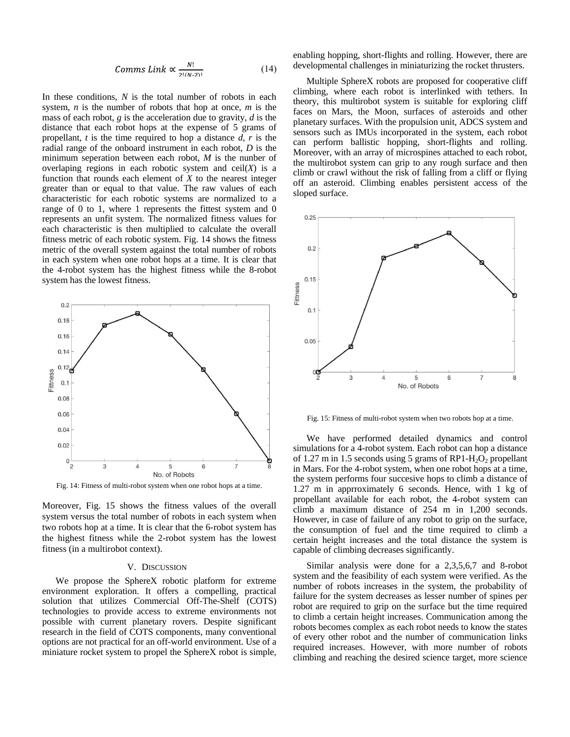$$Comms\ Link \propto \frac{N!}{2!(N-2)!} \tag{14}$$

In these conditions, *N* is the total number of robots in each system, *n* is the number of robots that hop at once, *m* is the mass of each robot, *g* is the acceleration due to gravity, *d* is the distance that each robot hops at the expense of 5 grams of propellant, *t* is the time required to hop a distance *d*, *r* is the radial range of the onboard instrument in each robot, *D* is the minimum seperation between each robot, *M* is the nunber of overlaping regions in each robotic system and ceil(*X*) is a function that rounds each element of *X* to the nearest integer greater than or equal to that value. The raw values of each characteristic for each robotic systems are normalized to a range of 0 to 1, where 1 represents the fittest system and 0 represents an unfit system. The normalized fitness values for each characteristic is then multiplied to calculate the overall fitness metric of each robotic system. Fig. 14 shows the fitness metric of the overall system against the total number of robots in each system when one robot hops at a time. It is clear that the 4-robot system has the highest fitness while the 8-robot system has the lowest fitness.

Fig. 14: Fitness of multi-robot system when one robot hops at a time.

Moreover, Fig. 15 shows the fitness values of the overall system versus the total number of robots in each system when two robots hop at a time. It is clear that the 6-robot system has the highest fitness while the 2-robot system has the lowest fitness (in a multirobot context).

## V. Discussion

We propose the SphereX robotic platform for extreme environment exploration. It offers a compelling, practical solution that utilizes Commercial Off-The-Shelf (COTS) technologies to provide access to extreme environments not possible with current planetary rovers. Despite significant research in the field of COTS components, many conventional options are not practical for an off-world environment. Use of a miniature rocket system to propel the SphereX robot is simple, enabling hopping, short-flights and rolling. However, there are developmental challenges in miniaturizing the rocket thrusters.

Multiple SphereX robots are proposed for cooperative cliff climbing, where each robot is interlinked with tethers. In theory, this multirobot system is suitable for exploring cliff faces on Mars, the Moon, surfaces of asteroids and other planetary surfaces. With the propulsion unit, ADCS system and sensors such as IMUs incorporated in the system, each robot can perform ballistic hopping, short-flights and rolling. Moreover, with an array of microspines attached to each robot, the multirobot system can grip to any rough surface and then climb or crawl without the risk of falling from a cliff or flying off an asteroid. Climbing enables persistent access of the sloped surface.

Fig. 15: Fitness of multi-robot system when two robots hop at a time.

We have performed detailed dynamics and control simulations for a 4-robot system. Each robot can hop a distance of 1.27 m in 1.5 seconds using 5 grams of RP1-$H_2O_2$ propellant in Mars. For the 4-robot system, when one robot hops at a time, the system performs four succesive hops to climb a distance of 1.27 m in apprroximately 6 seconds. Hence, with 1 kg of propellant available for each robot, the 4-robot system can climb a maximum distance of 254 m in 1,200 seconds. However, in case of failure of any robot to grip on the surface, the consumption of fuel and the time required to climb a certain height increases and the total distance the system is capable of climbing decreases significantly.

Similar analysis were done for a 2,3,5,6,7 and 8-robot system and the feasibility of each system were verified. As the number of robots increases in the system, the probability of failure for the system decreases as lesser number of spines per robot are required to grip on the surface but the time required to climb a certain height increases. Communication among the robots becomes complex as each robot needs to know the states of every other robot and the number of communication links required increases. However, with more number of robots climbing and reaching the desired science target, more science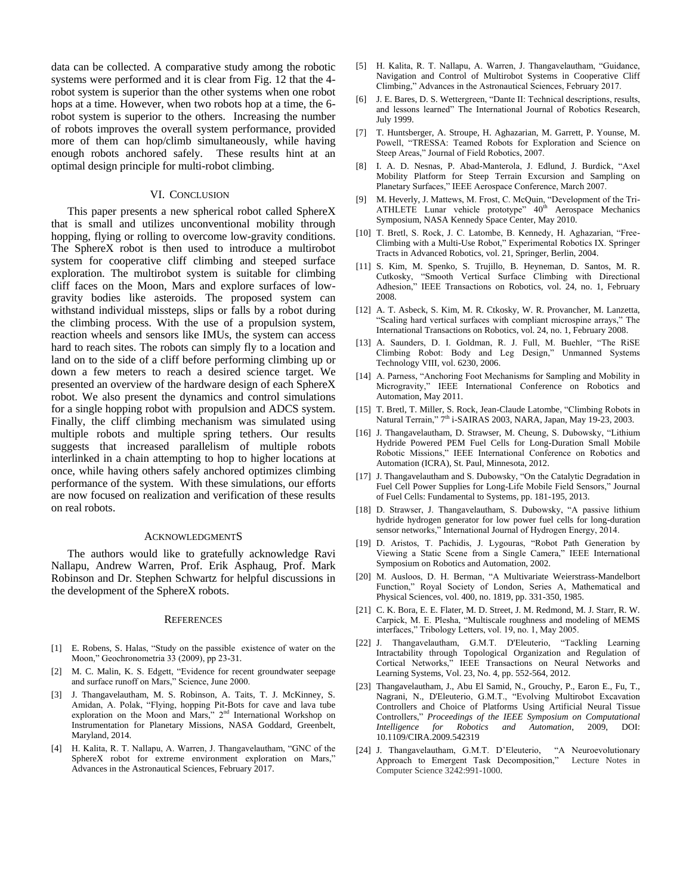data can be collected. A comparative study among the robotic systems were performed and it is clear from Fig. 12 that the 4-robot system is superior than the other systems when one robot hops at a time. However, when two robots hop at a time, the 6-robot system is superior to the others. Increasing the number of robots improves the overall system performance, provided more of them can hop/climb simultaneously, while having enough robots anchored safely. These results hint at an optimal design principle for multi-robot climbing.

## VI. Conclusion

This paper presents a new spherical robot called SphereX that is small and utilizes unconventional mobility through hopping, flying or rolling to overcome low-gravity conditions. The SphereX robot is then used to introduce a multirobot system for cooperative cliff climbing and steeped surface exploration. The multirobot system is suitable for climbing cliff faces on the Moon, Mars and explore surfaces of low-gravity bodies like asteroids. The proposed system can withstand individual missteps, slips or falls by a robot during the climbing process. With the use of a propulsion system, reaction wheels and sensors like IMUs, the system can access hard to reach sites. The robots can simply fly to a location and land on to the side of a cliff before performing climbing up or down a few meters to reach a desired science target. We presented an overview of the hardware design of each SphereX robot. We also present the dynamics and control simulations for a single hopping robot with propulsion and ADCS system. Finally, the cliff climbing mechanism was simulated using multiple robots and multiple spring tethers. Our results suggests that increased parallelism of multiple robots interlinked in a chain attempting to hop to higher locations at once, while having others safely anchored optimizes climbing performance of the system. With these simulations, our efforts are now focused on realization and verification of these results on real robots.

## Acknowledgments

The authors would like to gratefully acknowledge Ravi Nallapu, Andrew Warren, Prof. Erik Asphaug, Prof. Mark Robinson and Dr. Stephen Schwartz for helpful discussions in the development of the SphereX robots.

## References

[1] E. Robens, S. Halas, "Study on the passible existence of water on the Moon," Geochronometria 33 (2009), pp 23-31.

[2] M. C. Malin, K. S. Edgett, "Evidence for recent groundwater seepage and surface runoff on Mars," Science, June 2000.

[3] J. Thangavelautham, M. S. Robinson, A. Taits, T. J. McKinney, S. Amidan, A. Polak, "Flying, hopping Pit-Bots for cave and lava tube exploration on the Moon and Mars," 2nd International Workshop on Instrumentation for Planetary Missions, NASA Goddard, Greenbelt, Maryland, 2014.

[4] H. Kalita, R. T. Nallapu, A. Warren, J. Thangavelautham, "GNC of the SphereX robot for extreme environment exploration on Mars," Advances in the Astronautical Sciences, February 2017.

[5] H. Kalita, R. T. Nallapu, A. Warren, J. Thangavelautham, "Guidance, Navigation and Control of Multirobot Systems in Cooperative Cliff Climbing," Advances in the Astronautical Sciences, February 2017.

[6] J. E. Bares, D. S. Wettergreen, "Dante II: Technical descriptions, results, and lessons learned" The International Journal of Robotics Research, July 1999.

[7] T. Huntsberger, A. Stroupe, H. Aghazarian, M. Garrett, P. Younse, M. Powell, "TRESSA: Teamed Robots for Exploration and Science on Steep Areas," Journal of Field Robotics, 2007.

[8] I. A. D. Nesnas, P. Abad-Manterola, J. Edlund, J. Burdick, "Axel Mobility Platform for Steep Terrain Excursion and Sampling on Planetary Surfaces," IEEE Aerospace Conference, March 2007.

[9] M. Heverly, J. Mattews, M. Frost, C. McQuin, "Development of the Tri-ATHLETE Lunar vehicle prototype" 40th Aerospace Mechanics Symposium, NASA Kennedy Space Center, May 2010.

[10] T. Bretl, S. Rock, J. C. Latombe, B. Kennedy, H. Aghazarian, "Free-Climbing with a Multi-Use Robot," Experimental Robotics IX. Springer Tracts in Advanced Robotics, vol. 21, Springer, Berlin, 2004.

[11] S. Kim, M. Spenko, S. Trujillo, B. Heyneman, D. Santos, M. R. Cutkosky, "Smooth Vertical Surface Climbing with Directional Adhesion," IEEE Transactions on Robotics, vol. 24, no. 1, February 2008.

[12] A. T. Asbeck, S. Kim, M. R. Ctkosky, W. R. Provancher, M. Lanzetta, "Scaling hard vertical surfaces with compliant microspine arrays," The International Transactions on Robotics, vol. 24, no. 1, February 2008.

[13] A. Saunders, D. I. Goldman, R. J. Full, M. Buehler, "The RiSE Climbing Robot: Body and Leg Design," Unmanned Systems Technology VIII, vol. 6230, 2006.

[14] A. Parness, "Anchoring Foot Mechanisms for Sampling and Mobility in Microgravity," IEEE International Conference on Robotics and Automation, May 2011.

[15] T. Bretl, T. Miller, S. Rock, Jean-Claude Latombe, "Climbing Robots in Natural Terrain," 7th i-SAIRAS 2003, NARA, Japan, May 19-23, 2003.

[16] J. Thangavelautham, D. Strawser, M. Cheung, S. Dubowsky, "Lithium Hydride Powered PEM Fuel Cells for Long-Duration Small Mobile Robotic Missions," IEEE International Conference on Robotics and Automation (ICRA), St. Paul, Minnesota, 2012.

[17] J. Thangavelautham and S. Dubowsky, "On the Catalytic Degradation in Fuel Cell Power Supplies for Long-Life Mobile Field Sensors," Journal of Fuel Cells: Fundamental to Systems, pp. 181-195, 2013.

[18] D. Strawser, J. Thangavelautham, S. Dubowsky, "A passive lithium hydride hydrogen generator for low power fuel cells for long-duration sensor networks," International Journal of Hydrogen Energy, 2014.

[19] D. Aristos, T. Pachidis, J. Lygouras, "Robot Path Generation by Viewing a Static Scene from a Single Camera," IEEE International Symposium on Robotics and Automation, 2002.

[20] M. Ausloos, D. H. Berman, "A Multivariate Weierstrass-Mandelbort Function," Royal Society of London, Series A, Mathematical and Physical Sciences, vol. 400, no. 1819, pp. 331-350, 1985.

[21] C. K. Bora, E. E. Flater, M. D. Street, J. M. Redmond, M. J. Starr, R. W. Carpick, M. E. Plesha, "Multiscale roughness and modeling of MEMS interfaces," Tribology Letters, vol. 19, no. 1, May 2005.

[22] J. Thangavelautham, G.M.T. D'Eleuterio, "Tackling Learning Intractability through Topological Organization and Regulation of Cortical Networks," IEEE Transactions on Neural Networks and Learning Systems, Vol. 23, No. 4, pp. 552-564, 2012.

[23] Thangavelautham, J., Abu El Samid, N., Grouchy, P., Earon E., Fu, T., Nagrani, N., D'Eleuterio, G.M.T., "Evolving Multirobot Excavation Controllers and Choice of Platforms Using Artificial Neural Tissue Controllers," *Proceedings of the IEEE Symposium on Computational Intelligence for Robotics and Automation*, 2009, DOI: 10.1109/CIRA.2009.542319

[24] J. Thangavelautham, G.M.T. D'Eleuterio, "A Neuroevolutionary Approach to Emergent Task Decomposition," Lecture Notes in Computer Science 3242:991-1000.